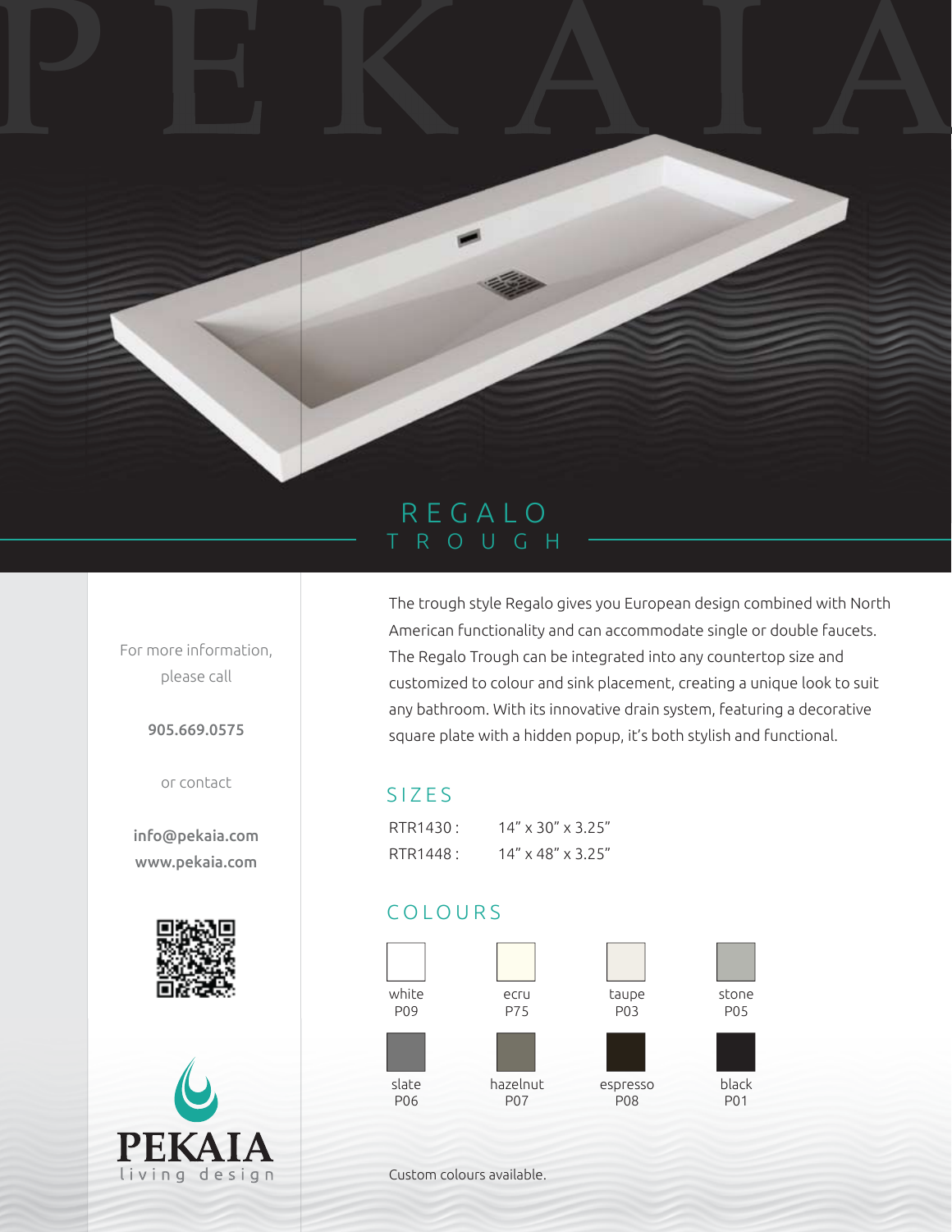# REGALO TROUGH

The trough style Regalo gives you European design combined with North American functionality and can accommodate single or double faucets. The Regalo Trough can be integrated into any countertop size and customized to colour and sink placement, creating a unique look to suit any bathroom. With its innovative drain system, featuring a decorative square plate with a hidden popup, it's both stylish and functional.

## SIZES

| | |
|---|---|
| RTR1430 : | 14" x 30" x 3.25" |
| RTR1448 : | 14" x 48" x 3.25" |

## COLOURS

| | | | |
|---|---|---|---|
| white P09 | ecru P75 | taupe P03 | stone P05 |
| slate P06 | hazelnut P07 | espresso P08 | black P01 |

Custom colours available.

For more information, please call

**905.669.0575**

or contact

**info@pekaia.com**
**www.pekaia.com**

PEKAIA
living design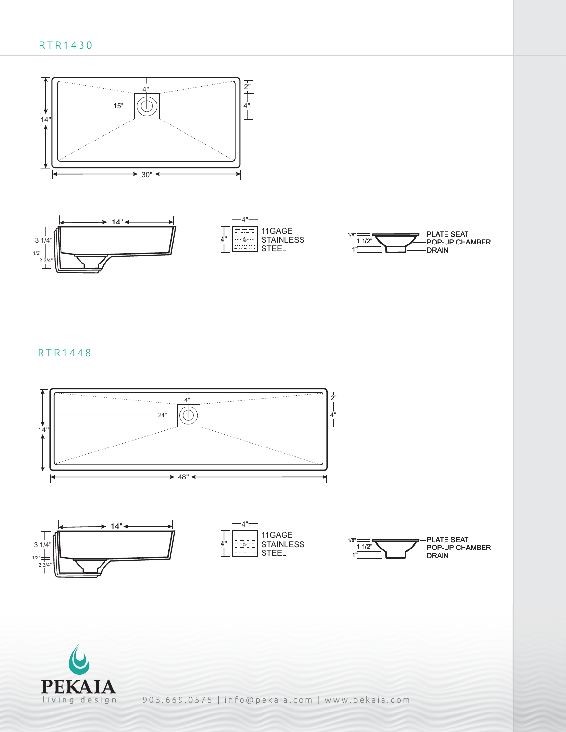## RTR1430

4"
15"
2"
4"
14"
30"

14"
3 1/4"
1/2"
2 3/4"

4"
4"
11GAGE
STAINLESS
STEEL

1/8"
1 1/2"
1"
PLATE SEAT
POP-UP CHAMBER
DRAIN

## RTR1448

4"
24"
2"
4"
14"
48"

14"
3 1/4"
1/2"
2 3/4"

4"
4"
11GAGE
STAINLESS
STEEL

1/8"
1 1/2"
1"
PLATE SEAT
POP-UP CHAMBER
DRAIN

PEKAIA
living design

905.669.0575 | info@pekaia.com | www.pekaia.com